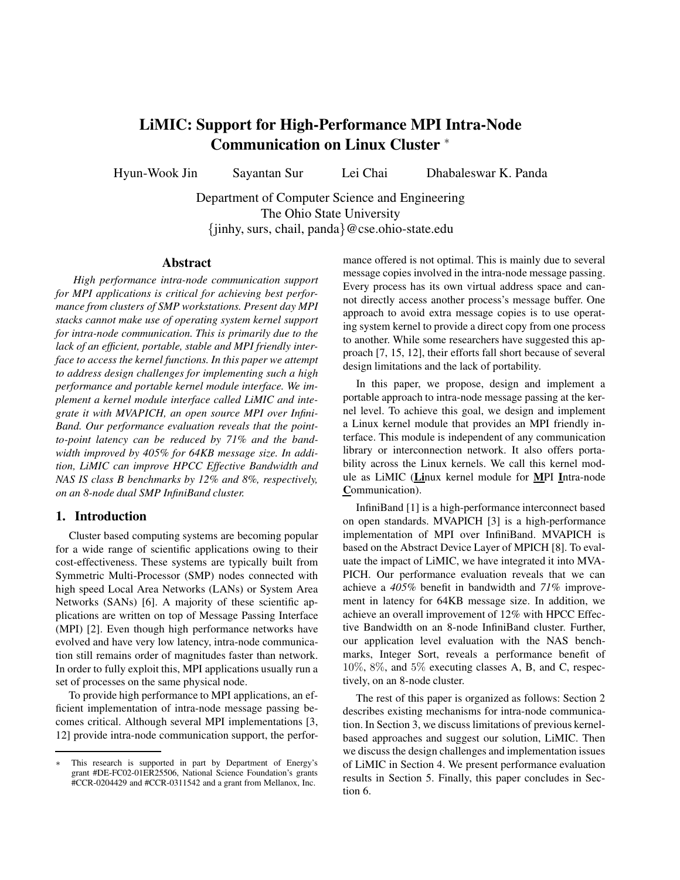# LiMIC: Support for High-Performance MPI Intra-Node Communication on Linux Cluster *

Hyun-Wook Jin Sayantan Sur Lei Chai Dhabaleswar K. Panda

Department of Computer Science and Engineering
The Ohio State University
{jinhy, surs, chail, panda}@cse.ohio-state.edu

## Abstract

*High performance intra-node communication support for MPI applications is critical for achieving best performance from clusters of SMP workstations. Present day MPI stacks cannot make use of operating system kernel support for intra-node communication. This is primarily due to the lack of an efficient, portable, stable and MPI friendly interface to access the kernel functions. In this paper we attempt to address design challenges for implementing such a high performance and portable kernel module interface. We implement a kernel module interface called LiMIC and integrate it with MVAPICH, an open source MPI over InfiniBand. Our performance evaluation reveals that the point-to-point latency can be reduced by 71% and the bandwidth improved by 405% for 64KB message size. In addition, LiMIC can improve HPCC Effective Bandwidth and NAS IS class B benchmarks by 12% and 8%, respectively, on an 8-node dual SMP InfiniBand cluster.*

## 1. Introduction

Cluster based computing systems are becoming popular for a wide range of scientific applications owing to their cost-effectiveness. These systems are typically built from Symmetric Multi-Processor (SMP) nodes connected with high speed Local Area Networks (LANs) or System Area Networks (SANs) [6]. A majority of these scientific applications are written on top of Message Passing Interface (MPI) [2]. Even though high performance networks have evolved and have very low latency, intra-node communication still remains order of magnitudes faster than network. In order to fully exploit this, MPI applications usually run a set of processes on the same physical node.

To provide high performance to MPI applications, an efficient implementation of intra-node message passing becomes critical. Although several MPI implementations [3, 12] provide intra-node communication support, the performance offered is not optimal. This is mainly due to several message copies involved in the intra-node message passing. Every process has its own virtual address space and cannot directly access another process's message buffer. One approach to avoid extra message copies is to use operating system kernel to provide a direct copy from one process to another. While some researchers have suggested this approach [7, 15, 12], their efforts fall short because of several design limitations and the lack of portability.

In this paper, we propose, design and implement a portable approach to intra-node message passing at the kernel level. To achieve this goal, we design and implement a Linux kernel module that provides an MPI friendly interface. This module is independent of any communication library or interconnection network. It also offers portability across the Linux kernels. We call this kernel module as LiMIC (**Li**nux kernel module for **M**PI **I**ntra-node **C**ommunication).

InfiniBand [1] is a high-performance interconnect based on open standards. MVAPICH [3] is a high-performance implementation of MPI over InfiniBand. MVAPICH is based on the Abstract Device Layer of MPICH [8]. To evaluate the impact of LiMIC, we have integrated it into MVAPICH. Our performance evaluation reveals that we can achieve a *405%* benefit in bandwidth and *71%* improvement in latency for 64KB message size. In addition, we achieve an overall improvement of 12% with HPCC Effective Bandwidth on an 8-node InfiniBand cluster. Further, our application level evaluation with the NAS benchmarks, Integer Sort, reveals a performance benefit of 10%, 8%, and 5% executing classes A, B, and C, respectively, on an 8-node cluster.

The rest of this paper is organized as follows: Section 2 describes existing mechanisms for intra-node communication. In Section 3, we discuss limitations of previous kernel-based approaches and suggest our solution, LiMIC. Then we discuss the design challenges and implementation issues of LiMIC in Section 4. We present performance evaluation results in Section 5. Finally, this paper concludes in Section 6.

---

* This research is supported in part by Department of Energy's grant #DE-FC02-01ER25506, National Science Foundation's grants #CCR-0204429 and #CCR-0311542 and a grant from Mellanox, Inc.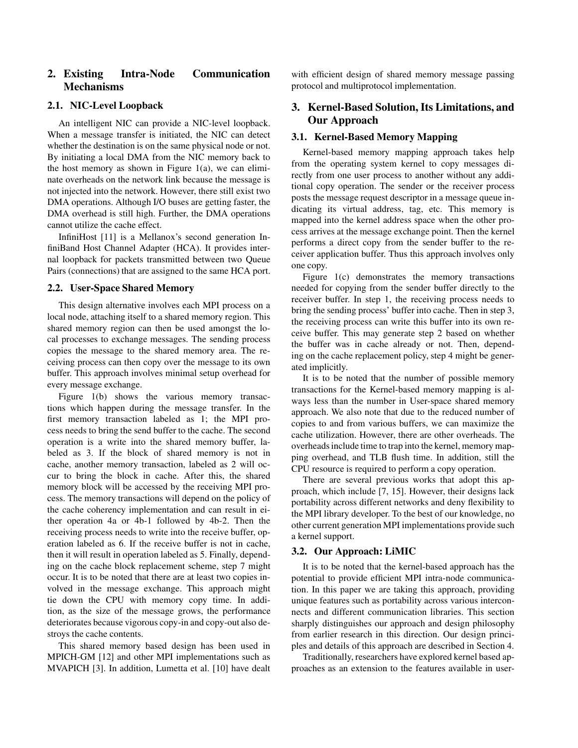## 2. Existing Intra-Node Communication Mechanisms

### 2.1. NIC-Level Loopback

An intelligent NIC can provide a NIC-level loopback. When a message transfer is initiated, the NIC can detect whether the destination is on the same physical node or not. By initiating a local DMA from the NIC memory back to the host memory as shown in Figure 1(a), we can eliminate overheads on the network link because the message is not injected into the network. However, there still exist two DMA operations. Although I/O buses are getting faster, the DMA overhead is still high. Further, the DMA operations cannot utilize the cache effect.

InfiniHost [11] is a Mellanox's second generation InfiniBand Host Channel Adapter (HCA). It provides internal loopback for packets transmitted between two Queue Pairs (connections) that are assigned to the same HCA port.

### 2.2. User-Space Shared Memory

This design alternative involves each MPI process on a local node, attaching itself to a shared memory region. This shared memory region can then be used amongst the local processes to exchange messages. The sending process copies the message to the shared memory area. The receiving process can then copy over the message to its own buffer. This approach involves minimal setup overhead for every message exchange.

Figure 1(b) shows the various memory transactions which happen during the message transfer. In the first memory transaction labeled as 1; the MPI process needs to bring the send buffer to the cache. The second operation is a write into the shared memory buffer, labeled as 3. If the block of shared memory is not in cache, another memory transaction, labeled as 2 will occur to bring the block in cache. After this, the shared memory block will be accessed by the receiving MPI process. The memory transactions will depend on the policy of the cache coherency implementation and can result in either operation 4a or 4b-1 followed by 4b-2. Then the receiving process needs to write into the receive buffer, operation labeled as 6. If the receive buffer is not in cache, then it will result in operation labeled as 5. Finally, depending on the cache block replacement scheme, step 7 might occur. It is to be noted that there are at least two copies involved in the message exchange. This approach might tie down the CPU with memory copy time. In addition, as the size of the message grows, the performance deteriorates because vigorous copy-in and copy-out also destroys the cache contents.

This shared memory based design has been used in MPICH-GM [12] and other MPI implementations such as MVAPICH [3]. In addition, Lumetta et al. [10] have dealt with efficient design of shared memory message passing protocol and multiprotocol implementation.

## 3. Kernel-Based Solution, Its Limitations, and Our Approach

### 3.1. Kernel-Based Memory Mapping

Kernel-based memory mapping approach takes help from the operating system kernel to copy messages directly from one user process to another without any additional copy operation. The sender or the receiver process posts the message request descriptor in a message queue indicating its virtual address, tag, etc. This memory is mapped into the kernel address space when the other process arrives at the message exchange point. Then the kernel performs a direct copy from the sender buffer to the receiver application buffer. Thus this approach involves only one copy.

Figure 1(c) demonstrates the memory transactions needed for copying from the sender buffer directly to the receiver buffer. In step 1, the receiving process needs to bring the sending process' buffer into cache. Then in step 3, the receiving process can write this buffer into its own receive buffer. This may generate step 2 based on whether the buffer was in cache already or not. Then, depending on the cache replacement policy, step 4 might be generated implicitly.

It is to be noted that the number of possible memory transactions for the Kernel-based memory mapping is always less than the number in User-space shared memory approach. We also note that due to the reduced number of copies to and from various buffers, we can maximize the cache utilization. However, there are other overheads. The overheads include time to trap into the kernel, memory mapping overhead, and TLB flush time. In addition, still the CPU resource is required to perform a copy operation.

There are several previous works that adopt this approach, which include [7, 15]. However, their designs lack portability across different networks and deny flexibility to the MPI library developer. To the best of our knowledge, no other current generation MPI implementations provide such a kernel support.

### 3.2. Our Approach: LiMIC

It is to be noted that the kernel-based approach has the potential to provide efficient MPI intra-node communication. In this paper we are taking this approach, providing unique features such as portability across various interconnects and different communication libraries. This section sharply distinguishes our approach and design philosophy from earlier research in this direction. Our design principles and details of this approach are described in Section 4.

Traditionally, researchers have explored kernel based approaches as an extension to the features available in user-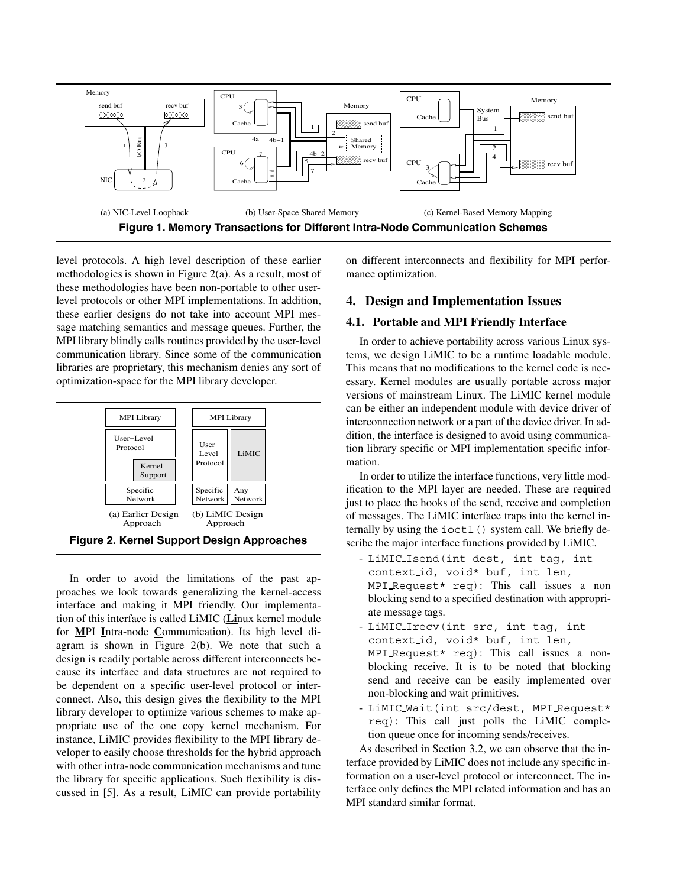Memory

send buf

recv buf

1

I/O Bus

3

NIC

2

CPU

3

Cache

Memory

1

send buf

2

Shared Memory

4a

4b−1

CPU

6

4b−2

5

recv buf

7

Cache

CPU

Cache

System Bus

Memory

send buf

1

2

4

CPU

3

recv buf

Cache

(a) NIC-Level Loopback

(b) User-Space Shared Memory

(c) Kernel-Based Memory Mapping

**Figure 1. Memory Transactions for Different Intra-Node Communication Schemes**

level protocols. A high level description of these earlier methodologies is shown in Figure 2(a). As a result, most of these methodologies have been non-portable to other user-level protocols or other MPI implementations. In addition, these earlier designs do not take into account MPI message matching semantics and message queues. Further, the MPI library blindly calls routines provided by the user-level communication library. Since some of the communication libraries are proprietary, this mechanism denies any sort of optimization-space for the MPI library developer.

MPI Library

User−Level Protocol

Kernel Support

Specific Network

MPI Library

User Level Protocol

LiMIC

Specific Network

Any Network

(a) Earlier Design Approach

(b) LiMIC Design Approach

**Figure 2. Kernel Support Design Approaches**

In order to avoid the limitations of the past approaches we look towards generalizing the kernel-access interface and making it MPI friendly. Our implementation of this interface is called LiMIC (**Li**nux kernel module for **M**PI **I**ntra-node **C**ommunication). Its high level diagram is shown in Figure 2(b). We note that such a design is readily portable across different interconnects because its interface and data structures are not required to be dependent on a specific user-level protocol or interconnect. Also, this design gives the flexibility to the MPI library developer to optimize various schemes to make appropriate use of the one copy kernel mechanism. For instance, LiMIC provides flexibility to the MPI library developer to easily choose thresholds for the hybrid approach with other intra-node communication mechanisms and tune the library for specific applications. Such flexibility is discussed in [5]. As a result, LiMIC can provide portability on different interconnects and flexibility for MPI performance optimization.

## 4. Design and Implementation Issues

### 4.1. Portable and MPI Friendly Interface

In order to achieve portability across various Linux systems, we design LiMIC to be a runtime loadable module. This means that no modifications to the kernel code is necessary. Kernel modules are usually portable across major versions of mainstream Linux. The LiMIC kernel module can be either an independent module with device driver of interconnection network or a part of the device driver. In addition, the interface is designed to avoid using communication library specific or MPI implementation specific information.

In order to utilize the interface functions, very little modification to the MPI layer are needed. These are required just to place the hooks of the send, receive and completion of messages. The LiMIC interface traps into the kernel internally by using the `ioctl()` system call. We briefly describe the major interface functions provided by LiMIC.

- `LiMIC_Isend(int dest, int tag, int context_id, void* buf, int len, MPI_Request* req)`: This call issues a non blocking send to a specified destination with appropriate message tags.
- `LiMIC_Irecv(int src, int tag, int context_id, void* buf, int len, MPI_Request* req)`: This call issues a non-blocking receive. It is to be noted that blocking send and receive can be easily implemented over non-blocking and wait primitives.
- `LiMIC_Wait(int src/dest, MPI_Request* req)`: This call just polls the LiMIC completion queue once for incoming sends/receives.

As described in Section 3.2, we can observe that the interface provided by LiMIC does not include any specific information on a user-level protocol or interconnect. The interface only defines the MPI related information and has an MPI standard similar format.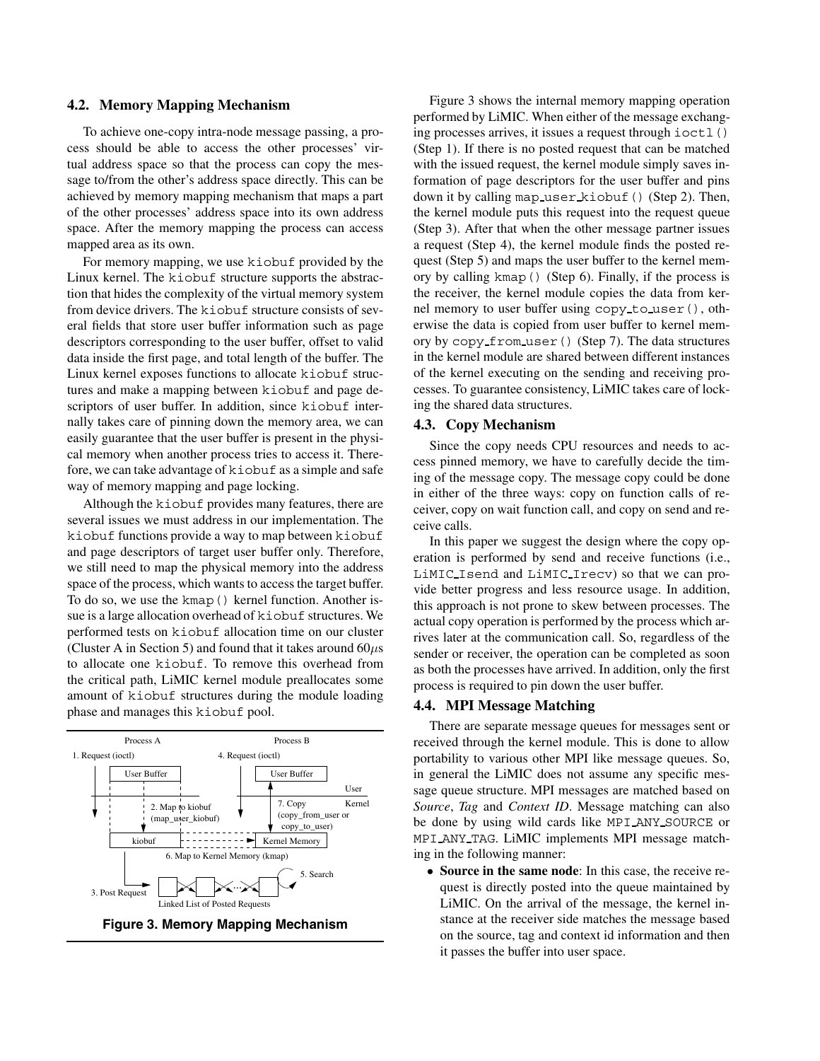### 4.2. Memory Mapping Mechanism

To achieve one-copy intra-node message passing, a process should be able to access the other processes' virtual address space so that the process can copy the message to/from the other's address space directly. This can be achieved by memory mapping mechanism that maps a part of the other processes' address space into its own address space. After the memory mapping the process can access mapped area as its own.

For memory mapping, we use `kiobuf` provided by the Linux kernel. The `kiobuf` structure supports the abstraction that hides the complexity of the virtual memory system from device drivers. The `kiobuf` structure consists of several fields that store user buffer information such as page descriptors corresponding to the user buffer, offset to valid data inside the first page, and total length of the buffer. The Linux kernel exposes functions to allocate `kiobuf` structures and make a mapping between `kiobuf` and page descriptors of user buffer. In addition, since `kiobuf` internally takes care of pinning down the memory area, we can easily guarantee that the user buffer is present in the physical memory when another process tries to access it. Therefore, we can take advantage of `kiobuf` as a simple and safe way of memory mapping and page locking.

Although the `kiobuf` provides many features, there are several issues we must address in our implementation. The `kiobuf` functions provide a way to map between `kiobuf` and page descriptors of target user buffer only. Therefore, we still need to map the physical memory into the address space of the process, which wants to access the target buffer. To do so, we use the `kmap()` kernel function. Another issue is a large allocation overhead of `kiobuf` structures. We performed tests on `kiobuf` allocation time on our cluster (Cluster A in Section 5) and found that it takes around 60$\mu$s to allocate one `kiobuf`. To remove this overhead from the critical path, LiMIC kernel module preallocates some amount of `kiobuf` structures during the module loading phase and manages this `kiobuf` pool.

Process A
Process B
1. Request (ioctl)
4. Request (ioctl)
User Buffer
User Buffer
User
Kernel
2. Map to kiobuf (map_user_kiobuf)
7. Copy (copy_from_user or copy_to_user)
kiobuf
Kernel Memory
6. Map to Kernel Memory (kmap)
5. Search
3. Post Request
Linked List of Posted Requests

**Figure 3. Memory Mapping Mechanism**

Figure 3 shows the internal memory mapping operation performed by LiMIC. When either of the message exchanging processes arrives, it issues a request through `ioctl()` (Step 1). If there is no posted request that can be matched with the issued request, the kernel module simply saves information of page descriptors for the user buffer and pins down it by calling `map_user_kiobuf()` (Step 2). Then, the kernel module puts this request into the request queue (Step 3). After that when the other message partner issues a request (Step 4), the kernel module finds the posted request (Step 5) and maps the user buffer to the kernel memory by calling `kmap()` (Step 6). Finally, if the process is the receiver, the kernel module copies the data from kernel memory to user buffer using `copy_to_user()`, otherwise the data is copied from user buffer to kernel memory by `copy_from_user()` (Step 7). The data structures in the kernel module are shared between different instances of the kernel executing on the sending and receiving processes. To guarantee consistency, LiMIC takes care of locking the shared data structures.

### 4.3. Copy Mechanism

Since the copy needs CPU resources and needs to access pinned memory, we have to carefully decide the timing of the message copy. The message copy could be done in either of the three ways: copy on function calls of receiver, copy on wait function call, and copy on send and receive calls.

In this paper we suggest the design where the copy operation is performed by send and receive functions (i.e., `LiMIC_Isend` and `LiMIC_Irecv`) so that we can provide better progress and less resource usage. In addition, this approach is not prone to skew between processes. The actual copy operation is performed by the process which arrives later at the communication call. So, regardless of the sender or receiver, the operation can be completed as soon as both the processes have arrived. In addition, only the first process is required to pin down the user buffer.

### 4.4. MPI Message Matching

There are separate message queues for messages sent or received through the kernel module. This is done to allow portability to various other MPI like message queues. So, in general the LiMIC does not assume any specific message queue structure. MPI messages are matched based on *Source*, *Tag* and *Context ID*. Message matching can also be done by using wild cards like `MPI_ANY_SOURCE` or `MPI_ANY_TAG`. LiMIC implements MPI message matching in the following manner:

- **Source in the same node**: In this case, the receive request is directly posted into the queue maintained by LiMIC. On the arrival of the message, the kernel instance at the receiver side matches the message based on the source, tag and context id information and then it passes the buffer into user space.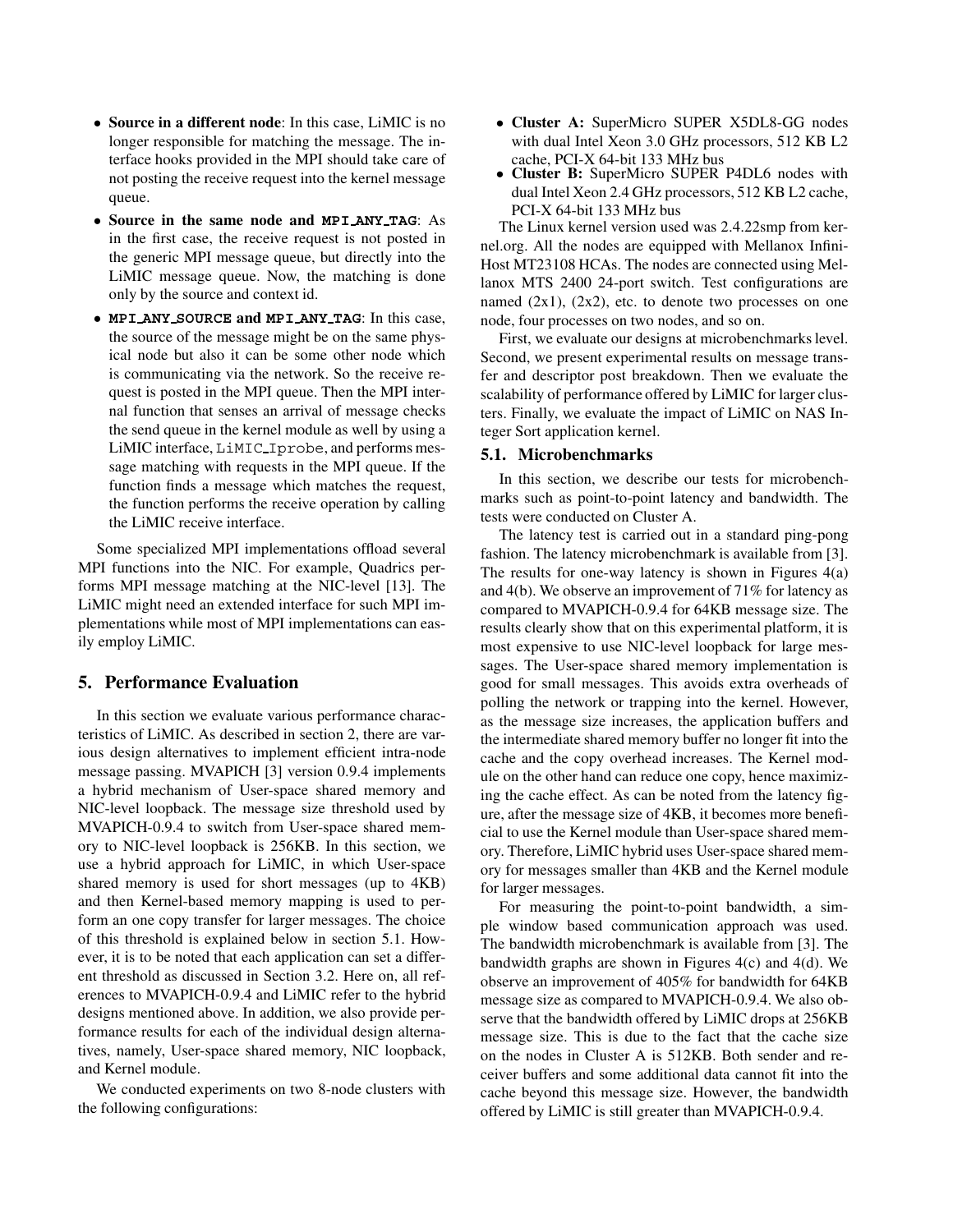- **Source in a different node**: In this case, LiMIC is no longer responsible for matching the message. The interface hooks provided in the MPI should take care of not posting the receive request into the kernel message queue.
- **Source in the same node and MPI_ANY_TAG**: As in the first case, the receive request is not posted in the generic MPI message queue, but directly into the LiMIC message queue. Now, the matching is done only by the source and context id.
- **MPI_ANY_SOURCE and MPI_ANY_TAG**: In this case, the source of the message might be on the same physical node but also it can be some other node which is communicating via the network. So the receive request is posted in the MPI queue. Then the MPI internal function that senses an arrival of message checks the send queue in the kernel module as well by using a LiMIC interface, `LiMIC_Iprobe`, and performs message matching with requests in the MPI queue. If the function finds a message which matches the request, the function performs the receive operation by calling the LiMIC receive interface.

Some specialized MPI implementations offload several MPI functions into the NIC. For example, Quadrics performs MPI message matching at the NIC-level [13]. The LiMIC might need an extended interface for such MPI implementations while most of MPI implementations can easily employ LiMIC.

## 5. Performance Evaluation

In this section we evaluate various performance characteristics of LiMIC. As described in section 2, there are various design alternatives to implement efficient intra-node message passing. MVAPICH [3] version 0.9.4 implements a hybrid mechanism of User-space shared memory and NIC-level loopback. The message size threshold used by MVAPICH-0.9.4 to switch from User-space shared memory to NIC-level loopback is 256KB. In this section, we use a hybrid approach for LiMIC, in which User-space shared memory is used for short messages (up to 4KB) and then Kernel-based memory mapping is used to perform an one copy transfer for larger messages. The choice of this threshold is explained below in section 5.1. However, it is to be noted that each application can set a different threshold as discussed in Section 3.2. Here on, all references to MVAPICH-0.9.4 and LiMIC refer to the hybrid designs mentioned above. In addition, we also provide performance results for each of the individual design alternatives, namely, User-space shared memory, NIC loopback, and Kernel module.

We conducted experiments on two 8-node clusters with the following configurations:

- **Cluster A:** SuperMicro SUPER X5DL8-GG nodes with dual Intel Xeon 3.0 GHz processors, 512 KB L2 cache, PCI-X 64-bit 133 MHz bus
- **Cluster B:** SuperMicro SUPER P4DL6 nodes with dual Intel Xeon 2.4 GHz processors, 512 KB L2 cache, PCI-X 64-bit 133 MHz bus

The Linux kernel version used was 2.4.22smp from kernel.org. All the nodes are equipped with Mellanox InfiniHost MT23108 HCAs. The nodes are connected using Mellanox MTS 2400 24-port switch. Test configurations are named (2x1), (2x2), etc. to denote two processes on one node, four processes on two nodes, and so on.

First, we evaluate our designs at microbenchmarks level. Second, we present experimental results on message transfer and descriptor post breakdown. Then we evaluate the scalability of performance offered by LiMIC for larger clusters. Finally, we evaluate the impact of LiMIC on NAS Integer Sort application kernel.

### 5.1. Microbenchmarks

In this section, we describe our tests for microbenchmarks such as point-to-point latency and bandwidth. The tests were conducted on Cluster A.

The latency test is carried out in a standard ping-pong fashion. The latency microbenchmark is available from [3]. The results for one-way latency is shown in Figures 4(a) and 4(b). We observe an improvement of 71% for latency as compared to MVAPICH-0.9.4 for 64KB message size. The results clearly show that on this experimental platform, it is most expensive to use NIC-level loopback for large messages. The User-space shared memory implementation is good for small messages. This avoids extra overheads of polling the network or trapping into the kernel. However, as the message size increases, the application buffers and the intermediate shared memory buffer no longer fit into the cache and the copy overhead increases. The Kernel module on the other hand can reduce one copy, hence maximizing the cache effect. As can be noted from the latency figure, after the message size of 4KB, it becomes more beneficial to use the Kernel module than User-space shared memory. Therefore, LiMIC hybrid uses User-space shared memory for messages smaller than 4KB and the Kernel module for larger messages.

For measuring the point-to-point bandwidth, a simple window based communication approach was used. The bandwidth microbenchmark is available from [3]. The bandwidth graphs are shown in Figures 4(c) and 4(d). We observe an improvement of 405% for bandwidth for 64KB message size as compared to MVAPICH-0.9.4. We also observe that the bandwidth offered by LiMIC drops at 256KB message size. This is due to the fact that the cache size on the nodes in Cluster A is 512KB. Both sender and receiver buffers and some additional data cannot fit into the cache beyond this message size. However, the bandwidth offered by LiMIC is still greater than MVAPICH-0.9.4.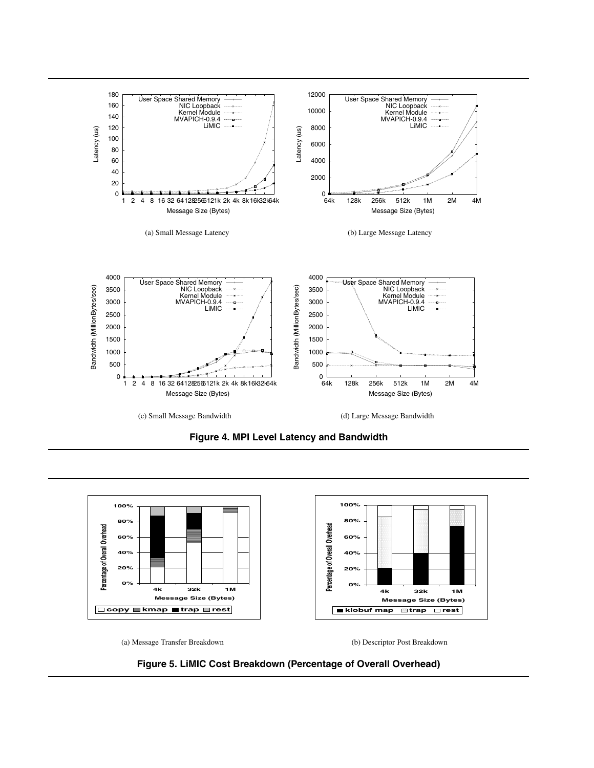(a) Small Message Latency

(b) Large Message Latency

(c) Small Message Bandwidth

(d) Large Message Bandwidth

**Figure 4. MPI Level Latency and Bandwidth**

(a) Message Transfer Breakdown

(b) Descriptor Post Breakdown

**Figure 5. LiMIC Cost Breakdown (Percentage of Overall Overhead)**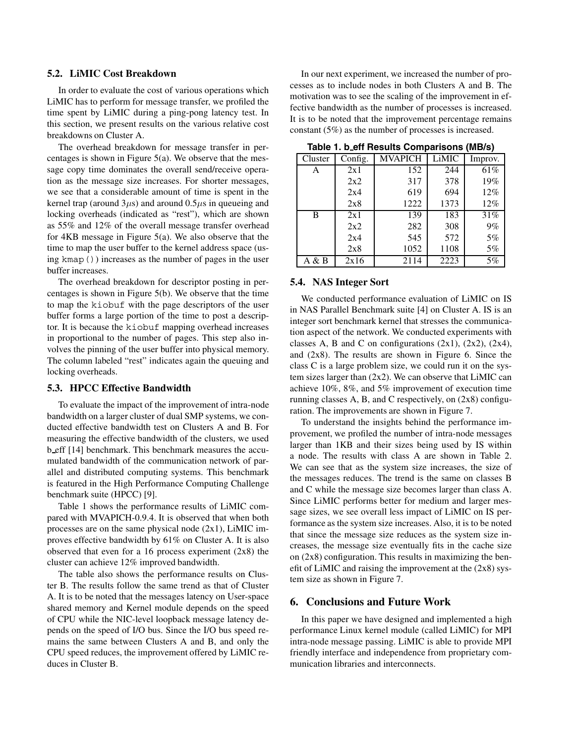### 5.2. LiMIC Cost Breakdown

In order to evaluate the cost of various operations which LiMIC has to perform for message transfer, we profiled the time spent by LiMIC during a ping-pong latency test. In this section, we present results on the various relative cost breakdowns on Cluster A.

The overhead breakdown for message transfer in percentages is shown in Figure 5(a). We observe that the message copy time dominates the overall send/receive operation as the message size increases. For shorter messages, we see that a considerable amount of time is spent in the kernel trap (around $3\mu$s) and around $0.5\mu$s in queueing and locking overheads (indicated as "rest"), which are shown as 55% and 12% of the overall message transfer overhead for 4KB message in Figure 5(a). We also observe that the time to map the user buffer to the kernel address space (using `kmap()`) increases as the number of pages in the user buffer increases.

The overhead breakdown for descriptor posting in percentages is shown in Figure 5(b). We observe that the time to map the `kiobuf` with the page descriptors of the user buffer forms a large portion of the time to post a descriptor. It is because the `kiobuf` mapping overhead increases in proportional to the number of pages. This step also involves the pinning of the user buffer into physical memory. The column labeled "rest" indicates again the queuing and locking overheads.

### 5.3. HPCC Effective Bandwidth

To evaluate the impact of the improvement of intra-node bandwidth on a larger cluster of dual SMP systems, we conducted effective bandwidth test on Clusters A and B. For measuring the effective bandwidth of the clusters, we used b_eff [14] benchmark. This benchmark measures the accumulated bandwidth of the communication network of parallel and distributed computing systems. This benchmark is featured in the High Performance Computing Challenge benchmark suite (HPCC) [9].

Table 1 shows the performance results of LiMIC compared with MVAPICH-0.9.4. It is observed that when both processes are on the same physical node (2x1), LiMIC improves effective bandwidth by 61% on Cluster A. It is also observed that even for a 16 process experiment (2x8) the cluster can achieve 12% improved bandwidth.

The table also shows the performance results on Cluster B. The results follow the same trend as that of Cluster A. It is to be noted that the messages latency on User-space shared memory and Kernel module depends on the speed of CPU while the NIC-level loopback message latency depends on the speed of I/O bus. Since the I/O bus speed remains the same between Clusters A and B, and only the CPU speed reduces, the improvement offered by LiMIC reduces in Cluster B.

In our next experiment, we increased the number of processes as to include nodes in both Clusters A and B. The motivation was to see the scaling of the improvement in effective bandwidth as the number of processes is increased. It is to be noted that the improvement percentage remains constant (5%) as the number of processes is increased.

**Table 1. b_eff Results Comparisons (MB/s)**

| Cluster | Config. | MVAPICH | LiMIC | Improv. |
|---|---|---|---|---|
| A | 2x1 | 152 | 244 | 61% |
| | 2x2 | 317 | 378 | 19% |
| | 2x4 | 619 | 694 | 12% |
| | 2x8 | 1222 | 1373 | 12% |
| B | 2x1 | 139 | 183 | 31% |
| | 2x2 | 282 | 308 | 9% |
| | 2x4 | 545 | 572 | 5% |
| | 2x8 | 1052 | 1108 | 5% |
| A & B | 2x16 | 2114 | 2223 | 5% |

### 5.4. NAS Integer Sort

We conducted performance evaluation of LiMIC on IS in NAS Parallel Benchmark suite [4] on Cluster A. IS is an integer sort benchmark kernel that stresses the communication aspect of the network. We conducted experiments with classes A, B and C on configurations (2x1), (2x2), (2x4), and (2x8). The results are shown in Figure 6. Since the class C is a large problem size, we could run it on the system sizes larger than (2x2). We can observe that LiMIC can achieve 10%, 8%, and 5% improvement of execution time running classes A, B, and C respectively, on (2x8) configuration. The improvements are shown in Figure 7.

To understand the insights behind the performance improvement, we profiled the number of intra-node messages larger than 1KB and their sizes being used by IS within a node. The results with class A are shown in Table 2. We can see that as the system size increases, the size of the messages reduces. The trend is the same on classes B and C while the message size becomes larger than class A. Since LiMIC performs better for medium and larger message sizes, we see overall less impact of LiMIC on IS performance as the system size increases. Also, it is to be noted that since the message size reduces as the system size increases, the message size eventually fits in the cache size on (2x8) configuration. This results in maximizing the benefit of LiMIC and raising the improvement at the (2x8) system size as shown in Figure 7.

## 6. Conclusions and Future Work

In this paper we have designed and implemented a high performance Linux kernel module (called LiMIC) for MPI intra-node message passing. LiMIC is able to provide MPI friendly interface and independence from proprietary communication libraries and interconnects.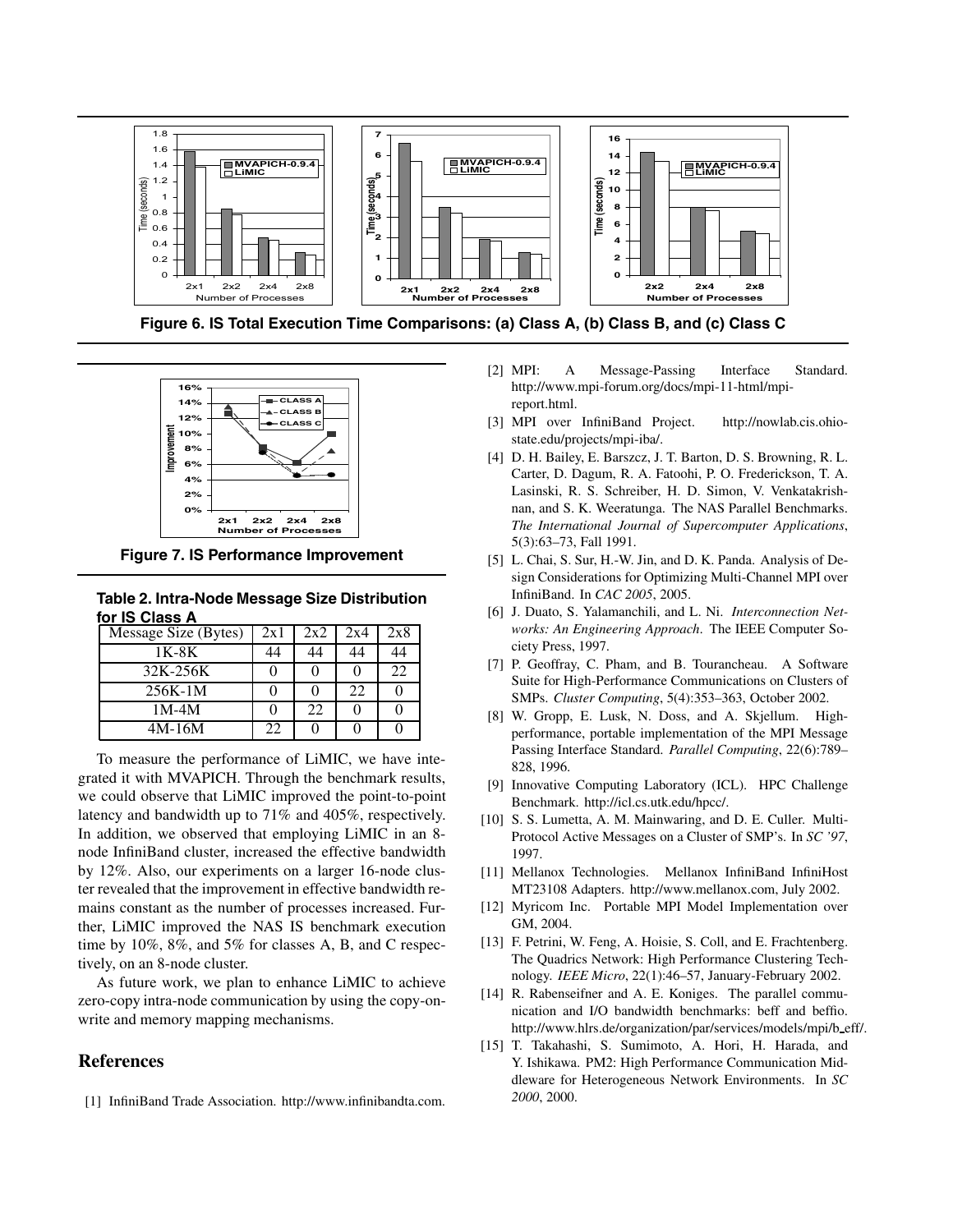1.8
1.6
1.4
1.2
1
0.8
0.6
0.4
0.2
0
Time (seconds)
MVAPICH-0.9.4
LiMIC
2x1 2x2 2x4 2x8
Number of Processes

7
6
5
4
3
2
1
0
Time (seconds)
MVAPICH-0.9.4
LiMIC
2x1 2x2 2x4 2x8
Number of Processes

16
14
12
10
8
6
4
2
0
Time (seconds)
MVAPICH-0.9.4
LiMIC
2x2 2x4 2x8
Number of Processes

**Figure 6. IS Total Execution Time Comparisons: (a) Class A, (b) Class B, and (c) Class C**

16%
14%
12%
10%
8%
6%
4%
2%
0%
Improvement
CLASS A
CLASS B
CLASS C
2x1 2x2 2x4 2x8
Number of Processes

**Figure 7. IS Performance Improvement**

**Table 2. Intra-Node Message Size Distribution for IS Class A**

| Message Size (Bytes) | 2x1 | 2x2 | 2x4 | 2x8 |
|---|---|---|---|---|
| 1K-8K | 44 | 44 | 44 | 44 |
| 32K-256K | 0 | 0 | 0 | 22 |
| 256K-1M | 0 | 0 | 22 | 0 |
| 1M-4M | 0 | 22 | 0 | 0 |
| 4M-16M | 22 | 0 | 0 | 0 |

To measure the performance of LiMIC, we have integrated it with MVAPICH. Through the benchmark results, we could observe that LiMIC improved the point-to-point latency and bandwidth up to 71% and 405%, respectively. In addition, we observed that employing LiMIC in an 8-node InfiniBand cluster, increased the effective bandwidth by 12%. Also, our experiments on a larger 16-node cluster revealed that the improvement in effective bandwidth remains constant as the number of processes increased. Further, LiMIC improved the NAS IS benchmark execution time by 10%, 8%, and 5% for classes A, B, and C respectively, on an 8-node cluster.

As future work, we plan to enhance LiMIC to achieve zero-copy intra-node communication by using the copy-on-write and memory mapping mechanisms.

## References

[1] InfiniBand Trade Association. http://www.infinibandta.com.

[2] MPI: A Message-Passing Interface Standard. http://www.mpi-forum.org/docs/mpi-11-html/mpi-report.html.

[3] MPI over InfiniBand Project. http://nowlab.cis.ohio-state.edu/projects/mpi-iba/.

[4] D. H. Bailey, E. Barszcz, J. T. Barton, D. S. Browning, R. L. Carter, D. Dagum, R. A. Fatoohi, P. O. Frederickson, T. A. Lasinski, R. S. Schreiber, H. D. Simon, V. Venkatakrishnan, and S. K. Weeratunga. The NAS Parallel Benchmarks. *The International Journal of Supercomputer Applications*, 5(3):63–73, Fall 1991.

[5] L. Chai, S. Sur, H.-W. Jin, and D. K. Panda. Analysis of Design Considerations for Optimizing Multi-Channel MPI over InfiniBand. In *CAC 2005*, 2005.

[6] J. Duato, S. Yalamanchili, and L. Ni. *Interconnection Networks: An Engineering Approach*. The IEEE Computer Society Press, 1997.

[7] P. Geoffray, C. Pham, and B. Tourancheau. A Software Suite for High-Performance Communications on Clusters of SMPs. *Cluster Computing*, 5(4):353–363, October 2002.

[8] W. Gropp, E. Lusk, N. Doss, and A. Skjellum. High-performance, portable implementation of the MPI Message Passing Interface Standard. *Parallel Computing*, 22(6):789–828, 1996.

[9] Innovative Computing Laboratory (ICL). HPC Challenge Benchmark. http://icl.cs.utk.edu/hpcc/.

[10] S. S. Lumetta, A. M. Mainwaring, and D. E. Culler. Multi-Protocol Active Messages on a Cluster of SMP's. In *SC '97*, 1997.

[11] Mellanox Technologies. Mellanox InfiniBand InfiniHost MT23108 Adapters. http://www.mellanox.com, July 2002.

[12] Myricom Inc. Portable MPI Model Implementation over GM, 2004.

[13] F. Petrini, W. Feng, A. Hoisie, S. Coll, and E. Frachtenberg. The Quadrics Network: High Performance Clustering Technology. *IEEE Micro*, 22(1):46–57, January-February 2002.

[14] R. Rabenseifner and A. E. Koniges. The parallel communication and I/O bandwidth benchmarks: beff and beffio. http://www.hlrs.de/organization/par/services/models/mpi/b_eff/.

[15] T. Takahashi, S. Sumimoto, A. Hori, H. Harada, and Y. Ishikawa. PM2: High Performance Communication Middleware for Heterogeneous Network Environments. In *SC 2000*, 2000.